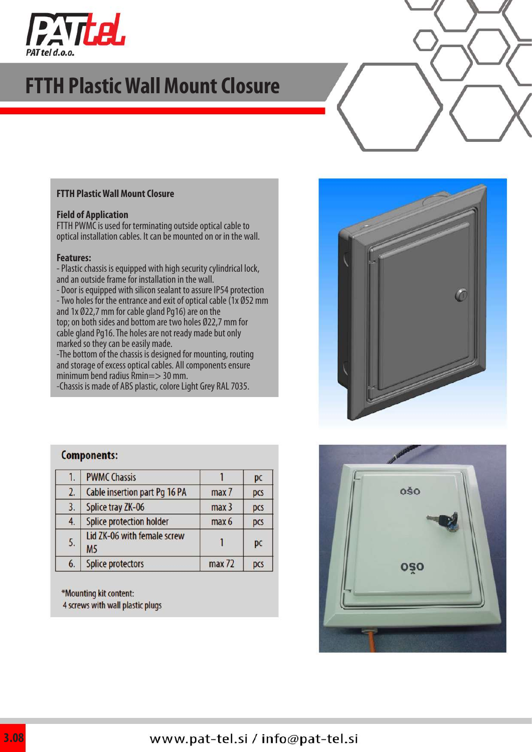# FTTH Plastic Wall Mount Closure

**FTTH Plastic Wall Mount Closure**

**Field of Application**
FTTH PWMC is used for terminating outside optical cable to optical installation cables. It can be mounted on or in the wall.

**Features:**
- Plastic chassis is equipped with high security cylindrical lock, and an outside frame for installation in the wall.
- Door is equipped with silicon sealant to assure IP54 protection
- Two holes for the entrance and exit of optical cable (1x Ø52 mm and 1x Ø22,7 mm for cable gland Pg16) are on the top; on both sides and bottom are two holes Ø22,7 mm for cable gland Pg16. The holes are not ready made but only marked so they can be easily made.
-The bottom of the chassis is designed for mounting, routing and storage of excess optical cables. All components ensure minimum bend radius Rmin=> 30 mm.
-Chassis is made of ABS plastic, colore Light Grey RAL 7035.

**Components:**

| | | | |
|---|---|---|---|
| 1. | PWMC Chassis | 1 | pc |
| 2. | Cable insertion part Pg 16 PA | max 7 | pcs |
| 3. | Splice tray ZK-06 | max 3 | pcs |
| 4. | Splice protection holder | max 6 | pcs |
| 5. | Lid ZK-06 with female screw M5 | 1 | pc |
| 6. | Splice protectors | max 72 | pcs |

*Mounting kit content:
4 screws with wall plastic plugs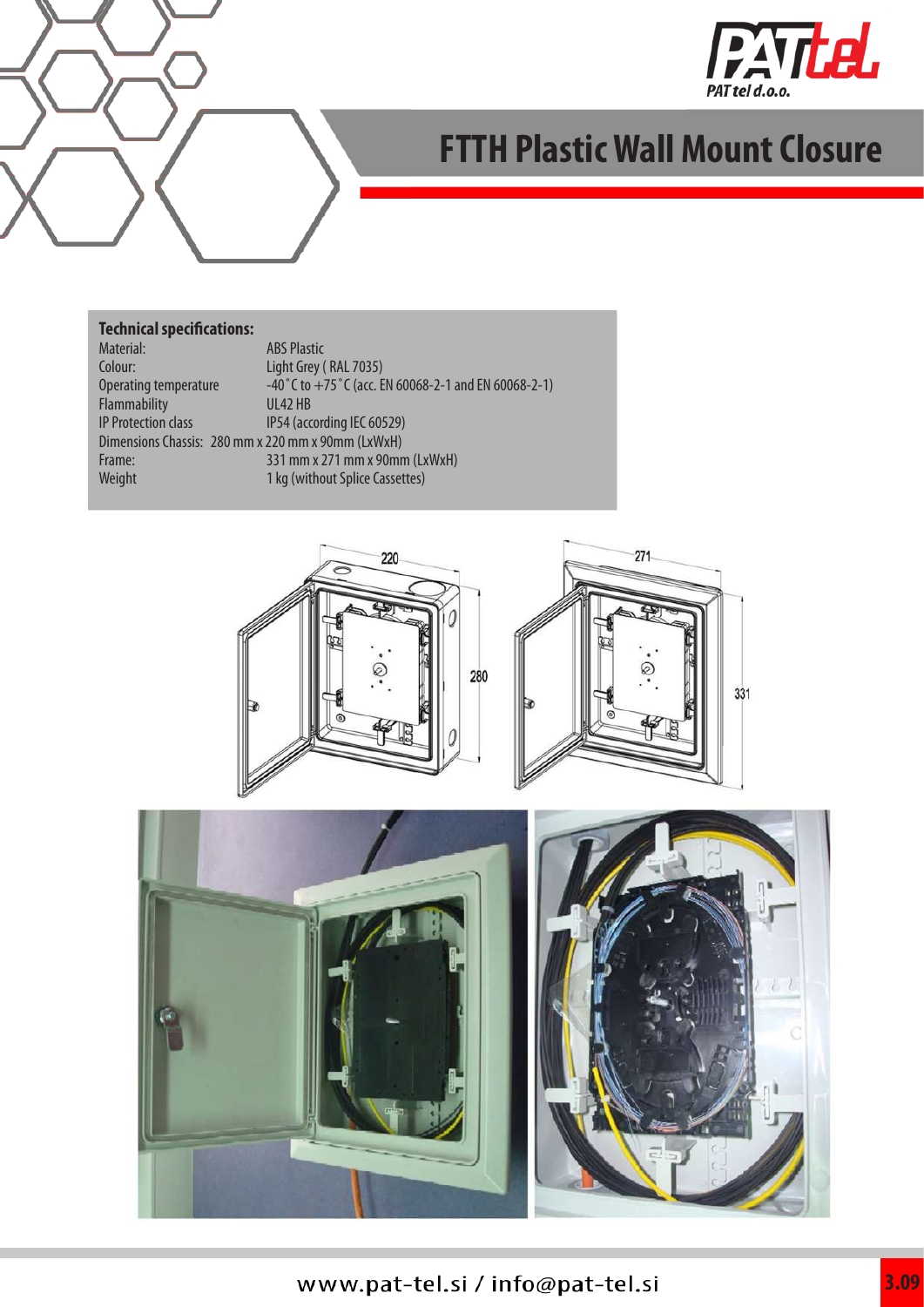# FTTH Plastic Wall Mount Closure

**Technical specifications:**

| | |
|---|---|
| Material: | ABS Plastic |
| Colour: | Light Grey ( RAL 7035) |
| Operating temperature | -40˚C to +75˚C (acc. EN 60068-2-1 and EN 60068-2-1) |
| Flammability | UL42 HB |
| IP Protection class | IP54 (according IEC 60529) |
| Dimensions Chassis: | 280 mm x 220 mm x 90mm (LxWxH) |
| Frame: | 331 mm x 271 mm x 90mm (LxWxH) |
| Weight | 1 kg (without Splice Cassettes) |

220

280

271

331

www.pat-tel.si / info@pat-tel.si